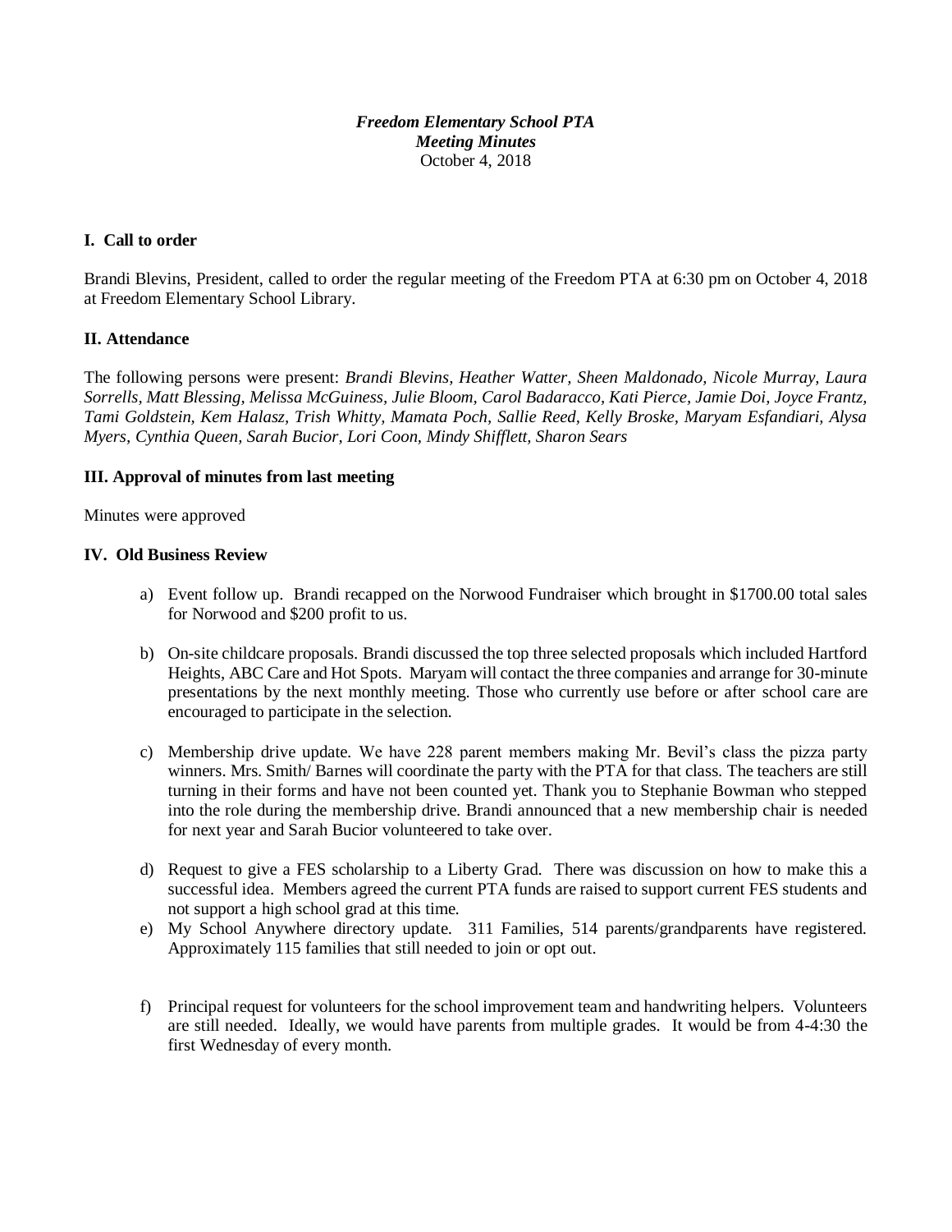***Freedom Elementary School PTA***
***Meeting Minutes***
October 4, 2018

## I. Call to order

Brandi Blevins, President, called to order the regular meeting of the Freedom PTA at 6:30 pm on October 4, 2018 at Freedom Elementary School Library.

## II. Attendance

The following persons were present: *Brandi Blevins, Heather Watter, Sheen Maldonado, Nicole Murray, Laura Sorrells, Matt Blessing, Melissa McGuiness, Julie Bloom, Carol Badaracco, Kati Pierce, Jamie Doi, Joyce Frantz, Tami Goldstein, Kem Halasz, Trish Whitty, Mamata Poch, Sallie Reed, Kelly Broske, Maryam Esfandiari, Alysa Myers, Cynthia Queen, Sarah Bucior, Lori Coon, Mindy Shifflett, Sharon Sears*

## III. Approval of minutes from last meeting

Minutes were approved

## IV. Old Business Review

a) Event follow up. Brandi recapped on the Norwood Fundraiser which brought in $1700.00 total sales for Norwood and $200 profit to us.

b) On-site childcare proposals. Brandi discussed the top three selected proposals which included Hartford Heights, ABC Care and Hot Spots. Maryam will contact the three companies and arrange for 30-minute presentations by the next monthly meeting. Those who currently use before or after school care are encouraged to participate in the selection.

c) Membership drive update. We have 228 parent members making Mr. Bevil's class the pizza party winners. Mrs. Smith/ Barnes will coordinate the party with the PTA for that class. The teachers are still turning in their forms and have not been counted yet. Thank you to Stephanie Bowman who stepped into the role during the membership drive. Brandi announced that a new membership chair is needed for next year and Sarah Bucior volunteered to take over.

d) Request to give a FES scholarship to a Liberty Grad. There was discussion on how to make this a successful idea. Members agreed the current PTA funds are raised to support current FES students and not support a high school grad at this time.

e) My School Anywhere directory update. 311 Families, 514 parents/grandparents have registered. Approximately 115 families that still needed to join or opt out.

f) Principal request for volunteers for the school improvement team and handwriting helpers. Volunteers are still needed. Ideally, we would have parents from multiple grades. It would be from 4-4:30 the first Wednesday of every month.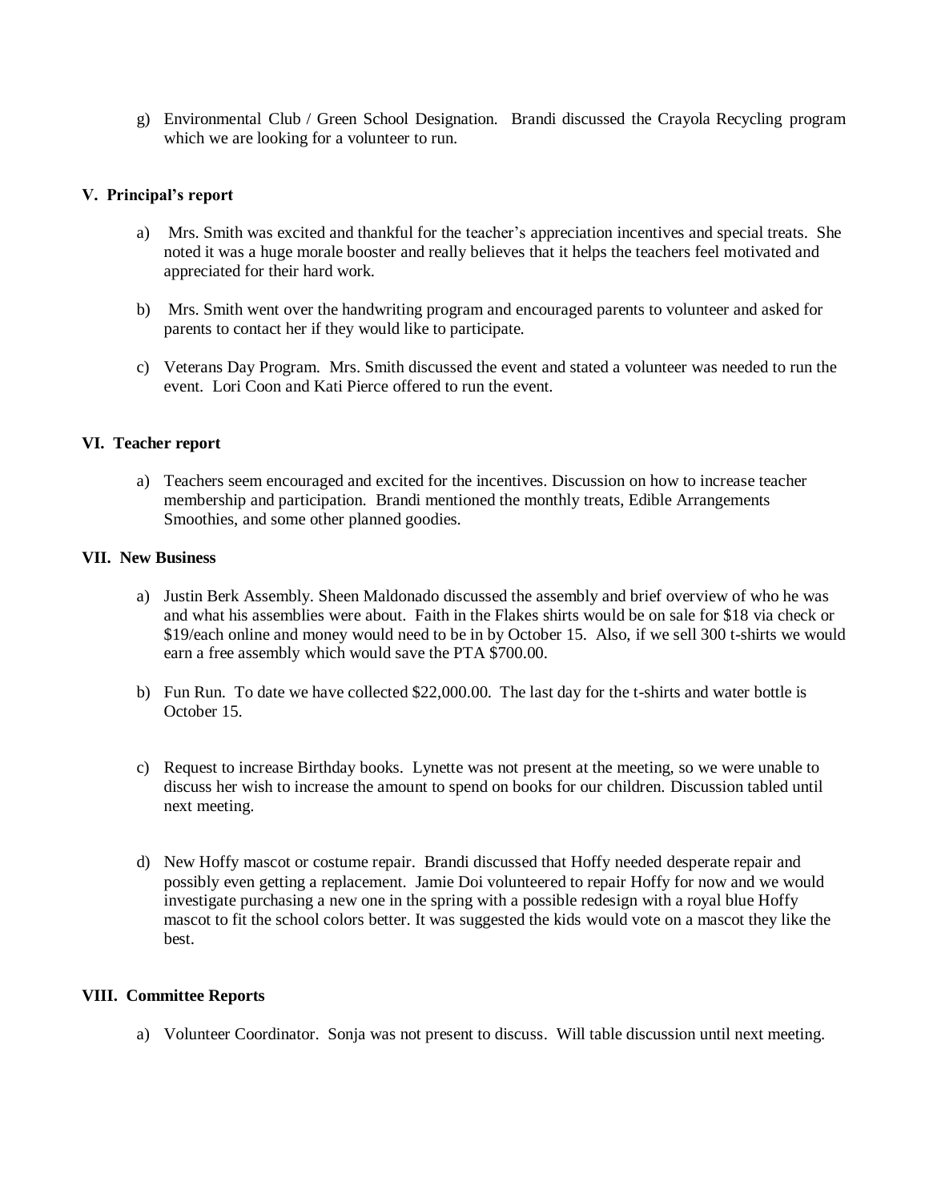g) Environmental Club / Green School Designation. Brandi discussed the Crayola Recycling program which we are looking for a volunteer to run.

## V. Principal's report

a) Mrs. Smith was excited and thankful for the teacher's appreciation incentives and special treats. She noted it was a huge morale booster and really believes that it helps the teachers feel motivated and appreciated for their hard work.

b) Mrs. Smith went over the handwriting program and encouraged parents to volunteer and asked for parents to contact her if they would like to participate.

c) Veterans Day Program. Mrs. Smith discussed the event and stated a volunteer was needed to run the event. Lori Coon and Kati Pierce offered to run the event.

## VI. Teacher report

a) Teachers seem encouraged and excited for the incentives. Discussion on how to increase teacher membership and participation. Brandi mentioned the monthly treats, Edible Arrangements Smoothies, and some other planned goodies.

## VII. New Business

a) Justin Berk Assembly. Sheen Maldonado discussed the assembly and brief overview of who he was and what his assemblies were about. Faith in the Flakes shirts would be on sale for $18 via check or $19/each online and money would need to be in by October 15. Also, if we sell 300 t-shirts we would earn a free assembly which would save the PTA $700.00.

b) Fun Run. To date we have collected $22,000.00. The last day for the t-shirts and water bottle is October 15.

c) Request to increase Birthday books. Lynette was not present at the meeting, so we were unable to discuss her wish to increase the amount to spend on books for our children. Discussion tabled until next meeting.

d) New Hoffy mascot or costume repair. Brandi discussed that Hoffy needed desperate repair and possibly even getting a replacement. Jamie Doi volunteered to repair Hoffy for now and we would investigate purchasing a new one in the spring with a possible redesign with a royal blue Hoffy mascot to fit the school colors better. It was suggested the kids would vote on a mascot they like the best.

## VIII. Committee Reports

a) Volunteer Coordinator. Sonja was not present to discuss. Will table discussion until next meeting.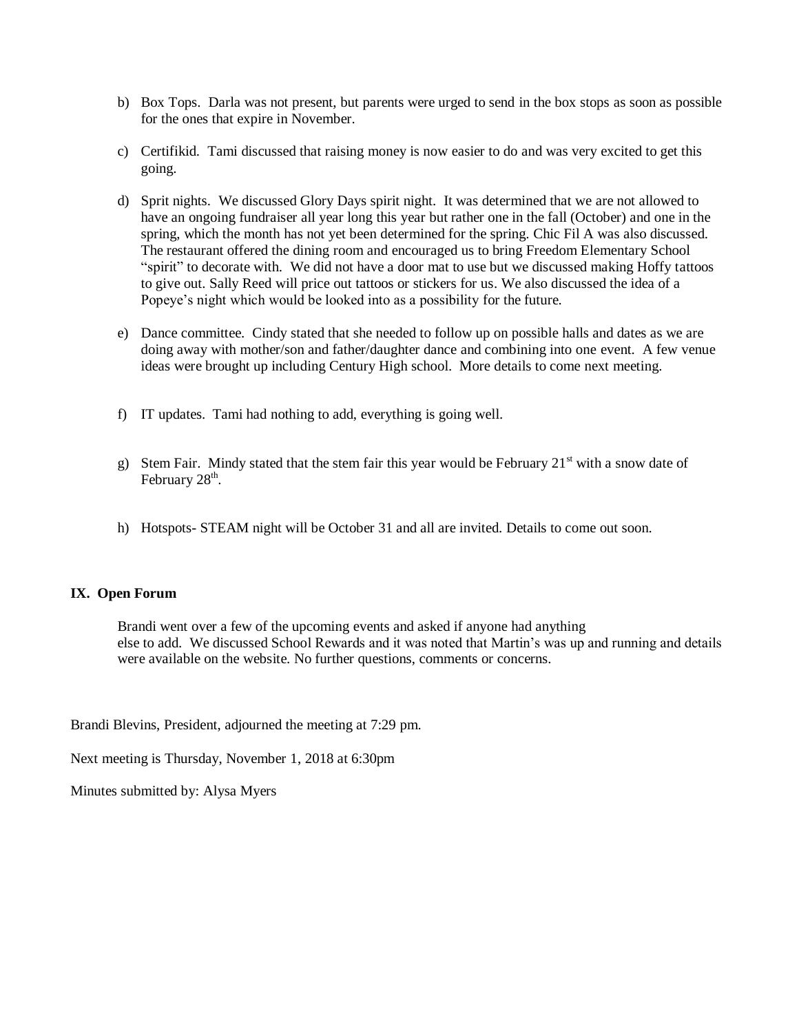b) Box Tops. Darla was not present, but parents were urged to send in the box stops as soon as possible for the ones that expire in November.

c) Certifikid. Tami discussed that raising money is now easier to do and was very excited to get this going.

d) Sprit nights. We discussed Glory Days spirit night. It was determined that we are not allowed to have an ongoing fundraiser all year long this year but rather one in the fall (October) and one in the spring, which the month has not yet been determined for the spring. Chic Fil A was also discussed. The restaurant offered the dining room and encouraged us to bring Freedom Elementary School "spirit" to decorate with. We did not have a door mat to use but we discussed making Hoffy tattoos to give out. Sally Reed will price out tattoos or stickers for us. We also discussed the idea of a Popeye's night which would be looked into as a possibility for the future.

e) Dance committee. Cindy stated that she needed to follow up on possible halls and dates as we are doing away with mother/son and father/daughter dance and combining into one event. A few venue ideas were brought up including Century High school. More details to come next meeting.

f) IT updates. Tami had nothing to add, everything is going well.

g) Stem Fair. Mindy stated that the stem fair this year would be February 21st with a snow date of February 28th.

h) Hotspots- STEAM night will be October 31 and all are invited. Details to come out soon.

### IX. Open Forum

Brandi went over a few of the upcoming events and asked if anyone had anything else to add. We discussed School Rewards and it was noted that Martin's was up and running and details were available on the website. No further questions, comments or concerns.

Brandi Blevins, President, adjourned the meeting at 7:29 pm.

Next meeting is Thursday, November 1, 2018 at 6:30pm

Minutes submitted by: Alysa Myers